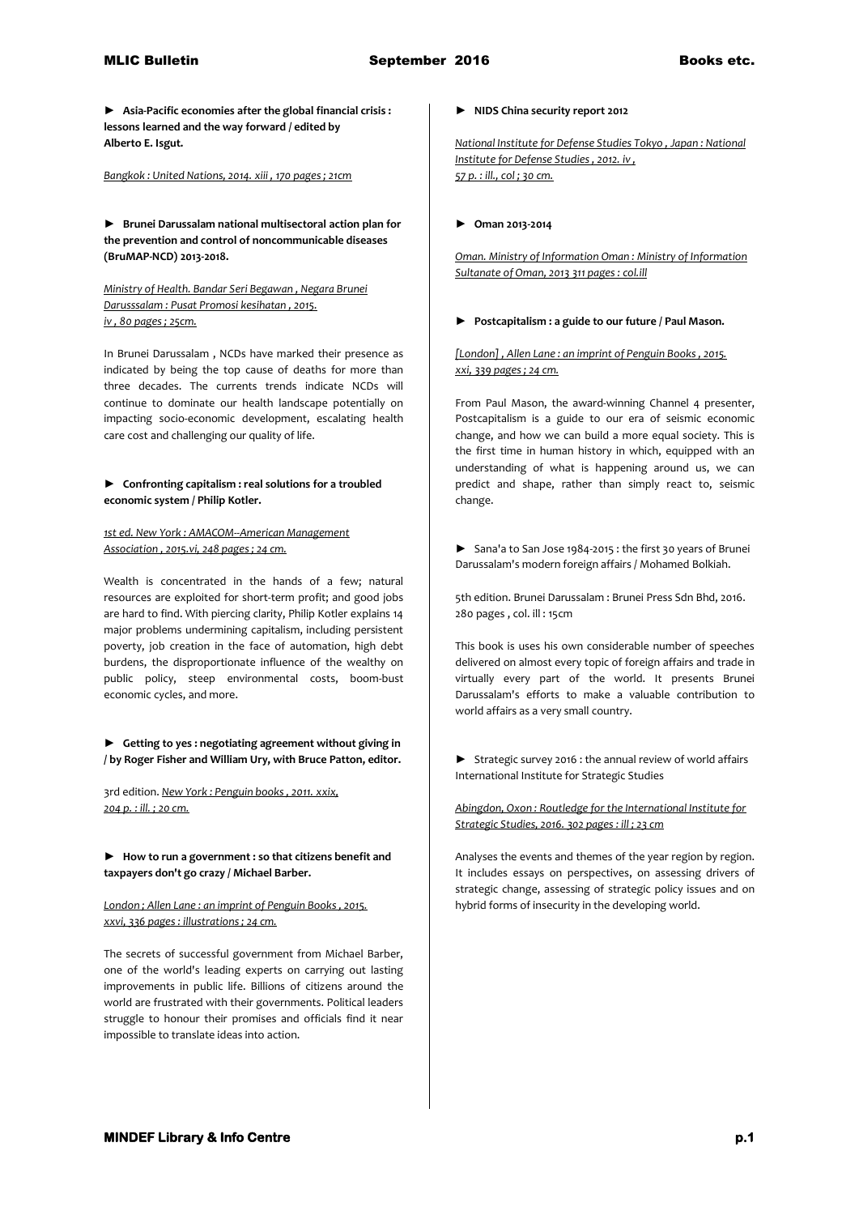► **Asia-Pacific economies after the global financial crisis : lessons learned and the way forward / edited by Alberto E. Isgut.**

*Bangkok : United Nations, 2014. xiii , 170 pages ; 21cm*

► **Brunei Darussalam national multisectoral action plan for the prevention and control of noncommunicable diseases (BruMAP-NCD) 2013-2018.**

*Ministry of Health. Bandar Seri Begawan , Negara Brunei Darusssalam : Pusat Promosi kesihatan , 2015. iv , 80 pages ; 25cm.*

In Brunei Darussalam , NCDs have marked their presence as indicated by being the top cause of deaths for more than three decades. The currents trends indicate NCDs will continue to dominate our health landscape potentially on impacting socio-economic development, escalating health care cost and challenging our quality of life.

► **Confronting capitalism : real solutions for a troubled economic system / Philip Kotler.**

*1st ed. New York : AMACOM--American Management Association , 2015.vi, 248 pages ; 24 cm.*

Wealth is concentrated in the hands of a few; natural resources are exploited for short-term profit; and good jobs are hard to find. With piercing clarity, Philip Kotler explains 14 major problems undermining capitalism, including persistent poverty, job creation in the face of automation, high debt burdens, the disproportionate influence of the wealthy on public policy, steep environmental costs, boom-bust economic cycles, and more.

► **Getting to yes : negotiating agreement without giving in / by Roger Fisher and William Ury, with Bruce Patton, editor.**

3rd edition. *New York : Penguin books , 2011. xxix, 204 p. : ill. ; 20 cm.*

► **How to run a government : so that citizens benefit and taxpayers don't go crazy / Michael Barber.**

*London ; Allen Lane : an imprint of Penguin Books , 2015. xxvi, 336 pages : illustrations ; 24 cm.*

The secrets of successful government from Michael Barber, one of the world's leading experts on carrying out lasting improvements in public life. Billions of citizens around the world are frustrated with their governments. Political leaders struggle to honour their promises and officials find it near impossible to translate ideas into action.

► **NIDS China security report 2012**

*National Institute for Defense Studies Tokyo , Japan : National Institute for Defense Studies , 2012. iv , 57 p. : ill., col ; 30 cm.*

► **Oman 2013-2014**

*Oman. Ministry of Information Oman : Ministry of Information Sultanate of Oman, 2013 311 pages : col.ill*

► **Postcapitalism : a guide to our future / Paul Mason.**

*[London] , Allen Lane : an imprint of Penguin Books , 2015. xxi, 339 pages ; 24 cm.*

From Paul Mason, the award-winning Channel 4 presenter, Postcapitalism is a guide to our era of seismic economic change, and how we can build a more equal society. This is the first time in human history in which, equipped with an understanding of what is happening around us, we can predict and shape, rather than simply react to, seismic change.

► Sana'a to San Jose 1984-2015 : the first 30 years of Brunei Darussalam's modern foreign affairs / Mohamed Bolkiah.

5th edition. Brunei Darussalam : Brunei Press Sdn Bhd, 2016. 280 pages , col. ill : 15cm

This book is uses his own considerable number of speeches delivered on almost every topic of foreign affairs and trade in virtually every part of the world. It presents Brunei Darussalam's efforts to make a valuable contribution to world affairs as a very small country.

► Strategic survey 2016 : the annual review of world affairs International Institute for Strategic Studies

*Abingdon, Oxon : Routledge for the International Institute for Strategic Studies, 2016. 302 pages : ill ; 23 cm*

Analyses the events and themes of the year region by region. It includes essays on perspectives, on assessing drivers of strategic change, assessing of strategic policy issues and on hybrid forms of insecurity in the developing world.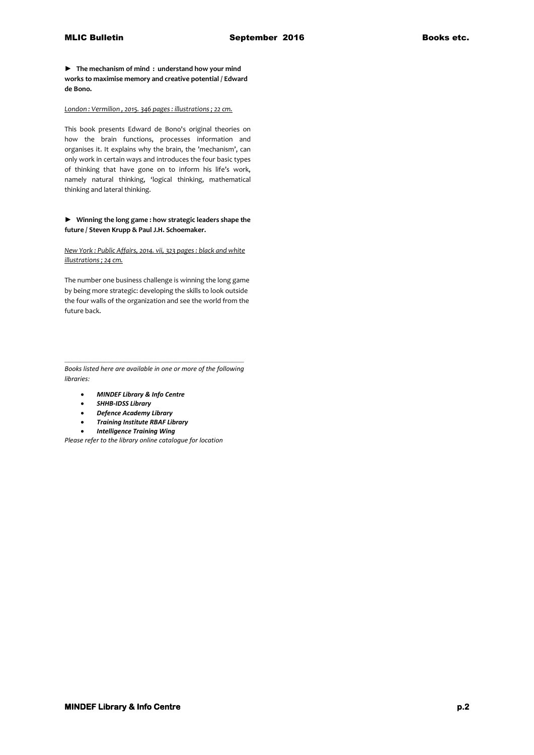► **The mechanism of mind : understand how your mind works to maximise memory and creative potential / Edward de Bono.**

*London : Vermilion , 2015. 346 pages : illustrations ; 22 cm.*

This book presents Edward de Bono's original theories on how the brain functions, processes information and organises it. It explains why the brain, the 'mechanism', can only work in certain ways and introduces the four basic types of thinking that have gone on to inform his life's work, namely natural thinking, 'logical thinking, mathematical thinking and lateral thinking.

► **Winning the long game : how strategic leaders shape the future / Steven Krupp & Paul J.H. Schoemaker.**

*New York : Public Affairs, 2014. vii, 323 pages : black and white illustrations ; 24 cm.*

The number one business challenge is winning the long game by being more strategic: developing the skills to look outside the four walls of the organization and see the world from the future back.

---

*Books listed here are available in one or more of the following libraries:*

- ***MINDEF Library & Info Centre***
- ***SHHB-IDSS Library***
- ***Defence Academy Library***
- ***Training Institute RBAF Library***
- ***Intelligence Training Wing***

*Please refer to the library online catalogue for location*